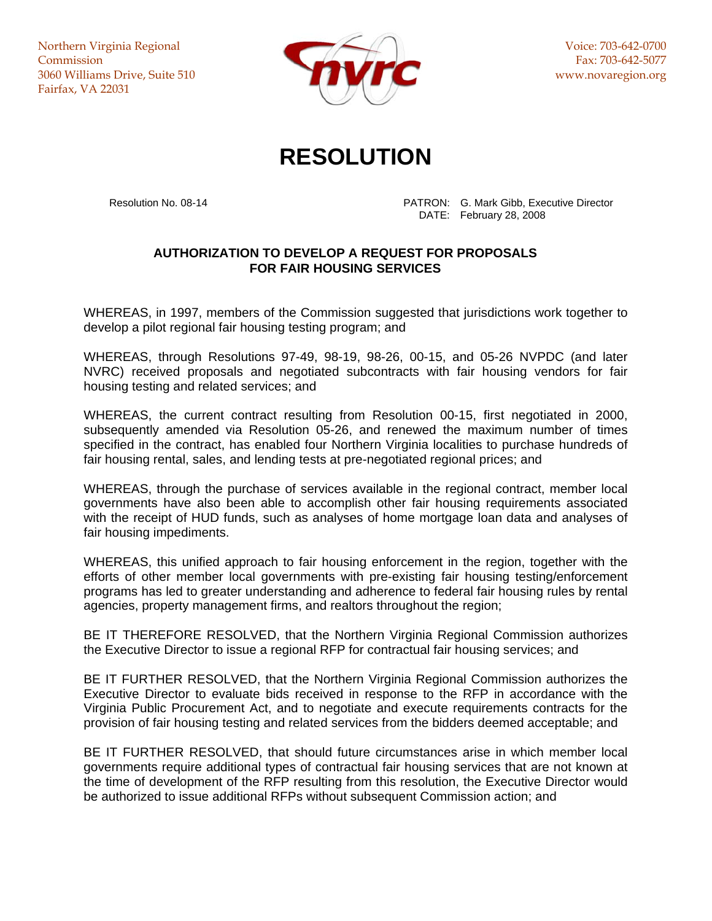Northern Virginia Regional Commission
3060 Williams Drive, Suite 510
Fairfax, VA 22031

Voice: 703-642-0700
Fax: 703-642-5077
www.novaregion.org

# RESOLUTION

Resolution No. 08-14

PATRON: G. Mark Gibb, Executive Director
DATE: February 28, 2008

**AUTHORIZATION TO DEVELOP A REQUEST FOR PROPOSALS FOR FAIR HOUSING SERVICES**

WHEREAS, in 1997, members of the Commission suggested that jurisdictions work together to develop a pilot regional fair housing testing program; and

WHEREAS, through Resolutions 97-49, 98-19, 98-26, 00-15, and 05-26 NVPDC (and later NVRC) received proposals and negotiated subcontracts with fair housing vendors for fair housing testing and related services; and

WHEREAS, the current contract resulting from Resolution 00-15, first negotiated in 2000, subsequently amended via Resolution 05-26, and renewed the maximum number of times specified in the contract, has enabled four Northern Virginia localities to purchase hundreds of fair housing rental, sales, and lending tests at pre-negotiated regional prices; and

WHEREAS, through the purchase of services available in the regional contract, member local governments have also been able to accomplish other fair housing requirements associated with the receipt of HUD funds, such as analyses of home mortgage loan data and analyses of fair housing impediments.

WHEREAS, this unified approach to fair housing enforcement in the region, together with the efforts of other member local governments with pre-existing fair housing testing/enforcement programs has led to greater understanding and adherence to federal fair housing rules by rental agencies, property management firms, and realtors throughout the region;

BE IT THEREFORE RESOLVED, that the Northern Virginia Regional Commission authorizes the Executive Director to issue a regional RFP for contractual fair housing services; and

BE IT FURTHER RESOLVED, that the Northern Virginia Regional Commission authorizes the Executive Director to evaluate bids received in response to the RFP in accordance with the Virginia Public Procurement Act, and to negotiate and execute requirements contracts for the provision of fair housing testing and related services from the bidders deemed acceptable; and

BE IT FURTHER RESOLVED, that should future circumstances arise in which member local governments require additional types of contractual fair housing services that are not known at the time of development of the RFP resulting from this resolution, the Executive Director would be authorized to issue additional RFPs without subsequent Commission action; and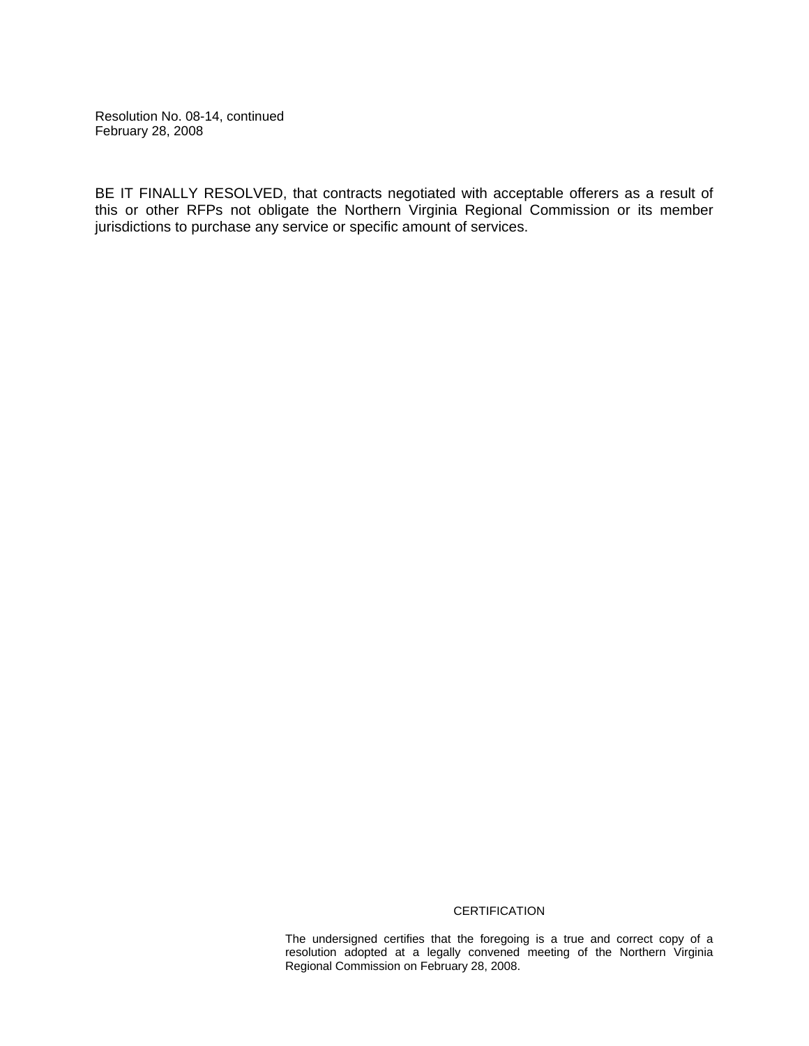Resolution No. 08-14, continued
February 28, 2008

BE IT FINALLY RESOLVED, that contracts negotiated with acceptable offerers as a result of this or other RFPs not obligate the Northern Virginia Regional Commission or its member jurisdictions to purchase any service or specific amount of services.

CERTIFICATION

The undersigned certifies that the foregoing is a true and correct copy of a resolution adopted at a legally convened meeting of the Northern Virginia Regional Commission on February 28, 2008.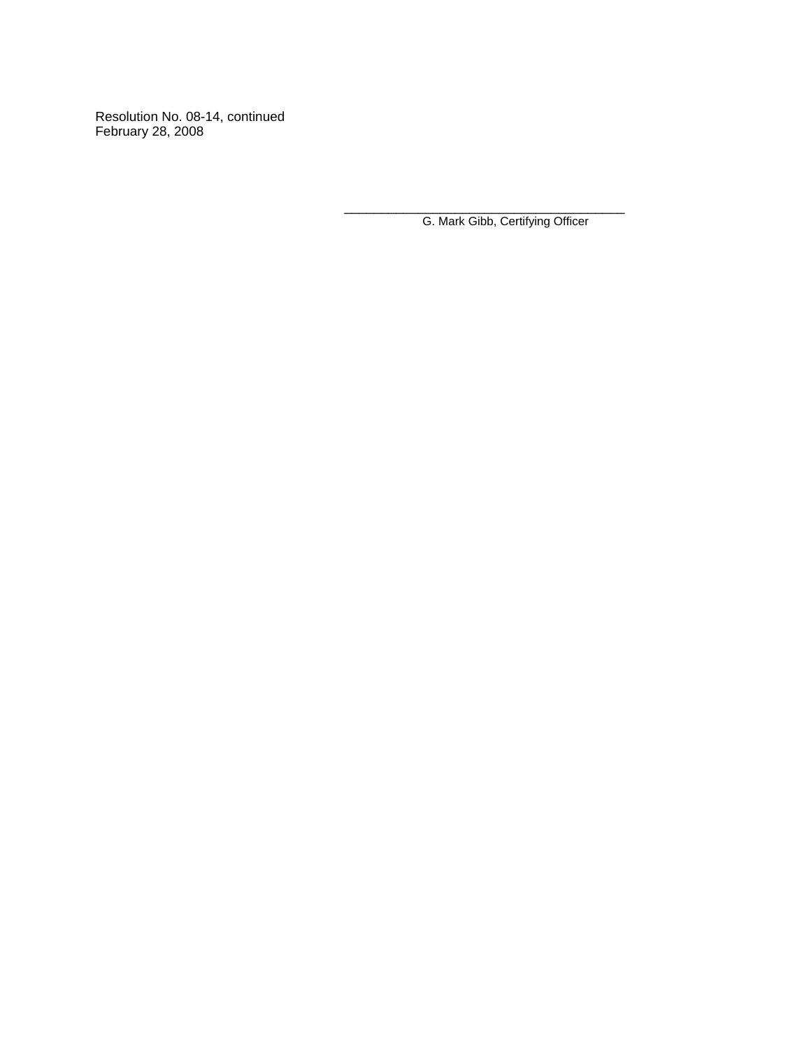Resolution No. 08-14, continued
February 28, 2008

\_\_\_\_\_\_\_\_\_\_\_\_\_\_\_\_\_\_\_\_\_\_\_\_\_\_\_\_\_\_\_\_\_\_\_\_\_\_\_\_
G. Mark Gibb, Certifying Officer